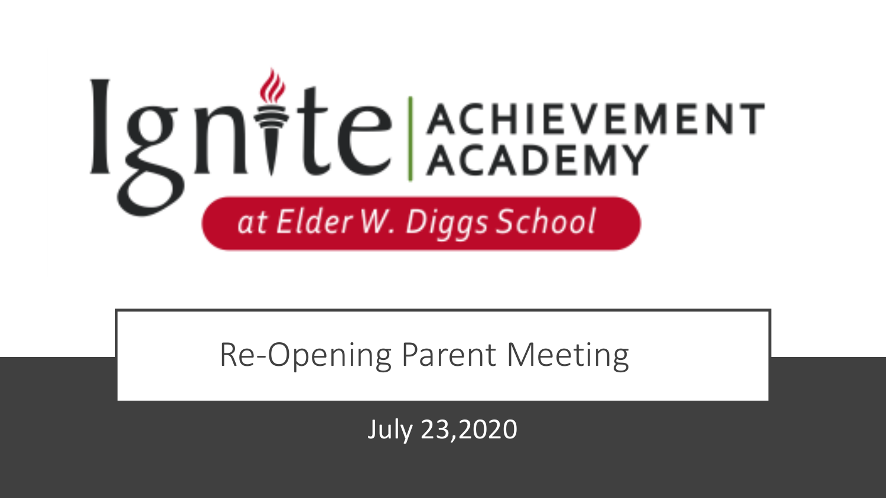# Ignite Achievement Academy

## at Elder W. Diggs School

Re-Opening Parent Meeting

July 23,2020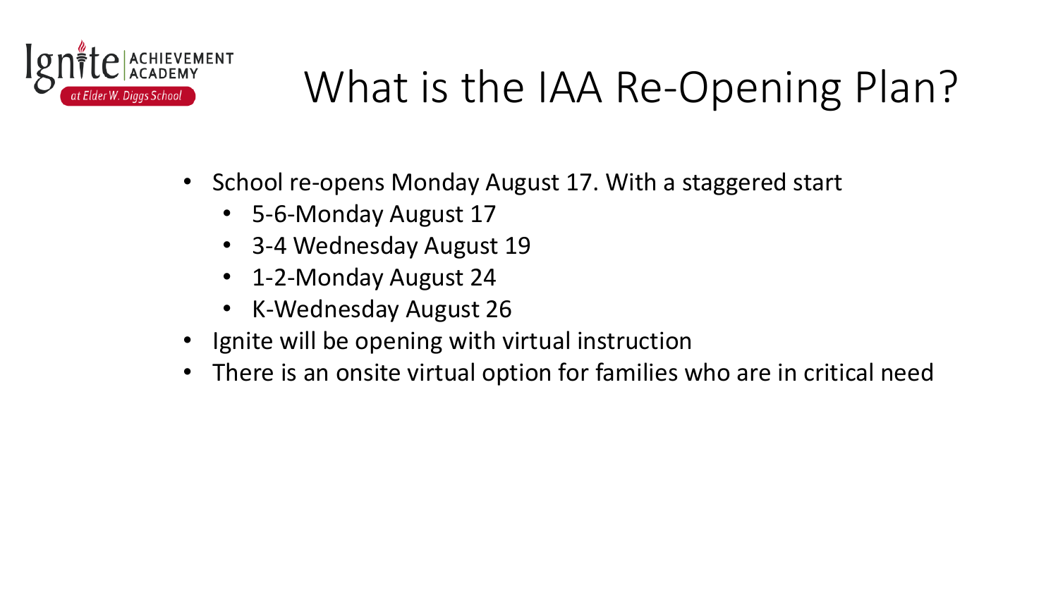# What is the IAA Re-Opening Plan?

- School re-opens Monday August 17. With a staggered start
  - 5-6-Monday August 17
  - 3-4 Wednesday August 19
  - 1-2-Monday August 24
  - K-Wednesday August 26
- Ignite will be opening with virtual instruction
- There is an onsite virtual option for families who are in critical need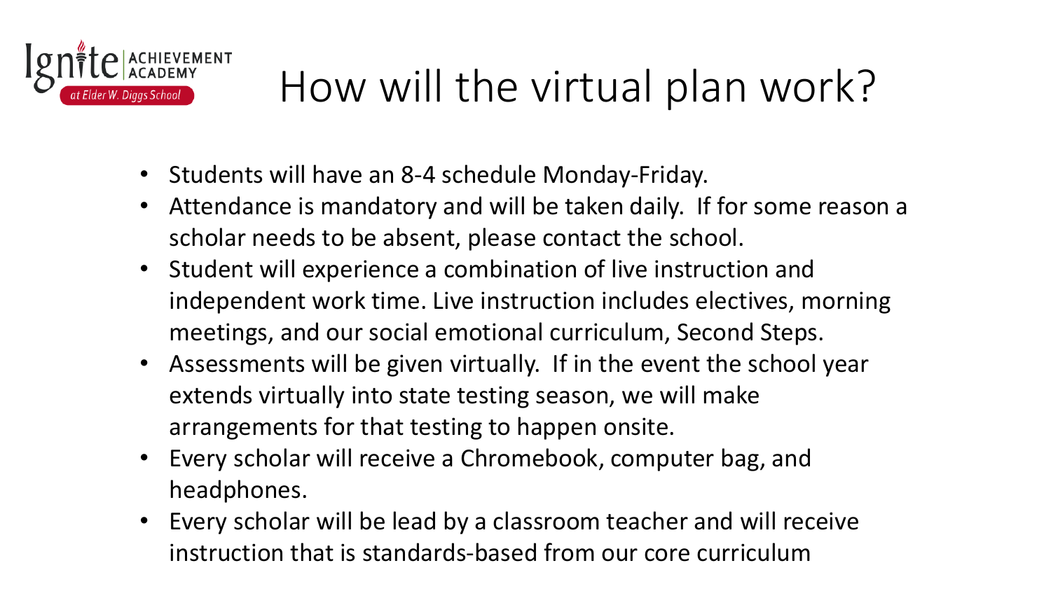Ignite ACHIEVEMENT ACADEMY at Elder W. Diggs School

# How will the virtual plan work?

- Students will have an 8-4 schedule Monday-Friday.
- Attendance is mandatory and will be taken daily. If for some reason a scholar needs to be absent, please contact the school.
- Student will experience a combination of live instruction and independent work time. Live instruction includes electives, morning meetings, and our social emotional curriculum, Second Steps.
- Assessments will be given virtually. If in the event the school year extends virtually into state testing season, we will make arrangements for that testing to happen onsite.
- Every scholar will receive a Chromebook, computer bag, and headphones.
- Every scholar will be lead by a classroom teacher and will receive instruction that is standards-based from our core curriculum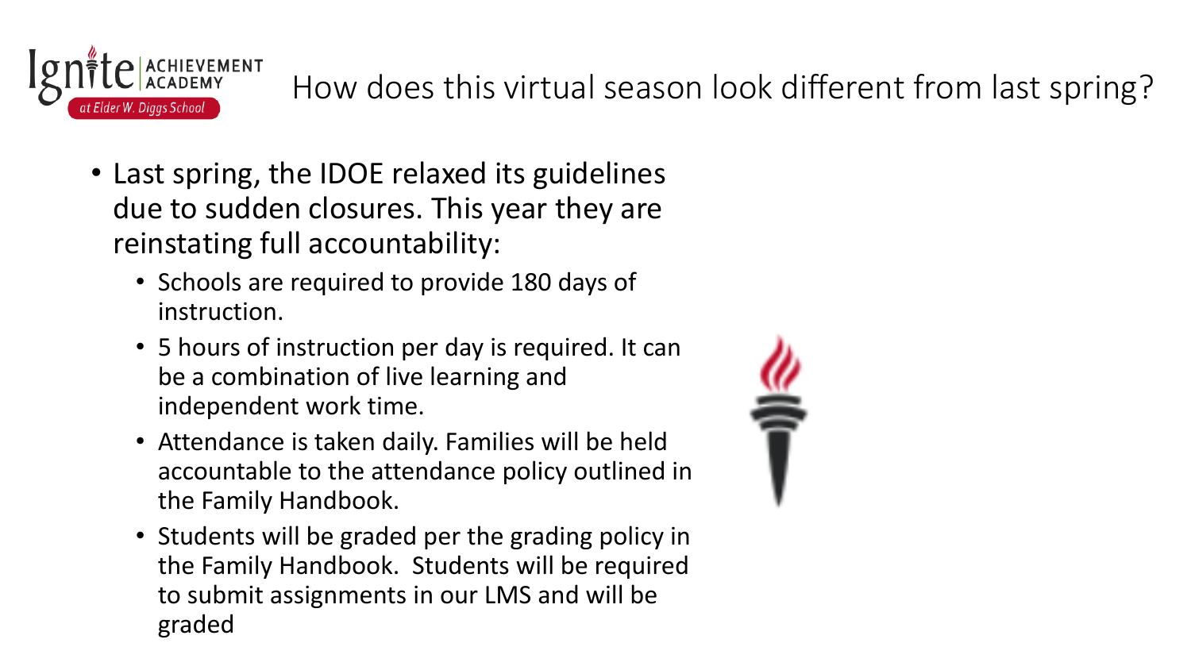# How does this virtual season look different from last spring?

- Last spring, the IDOE relaxed its guidelines due to sudden closures. This year they are reinstating full accountability:
  - Schools are required to provide 180 days of instruction.
  - 5 hours of instruction per day is required. It can be a combination of live learning and independent work time.
  - Attendance is taken daily. Families will be held accountable to the attendance policy outlined in the Family Handbook.
  - Students will be graded per the grading policy in the Family Handbook. Students will be required to submit assignments in our LMS and will be graded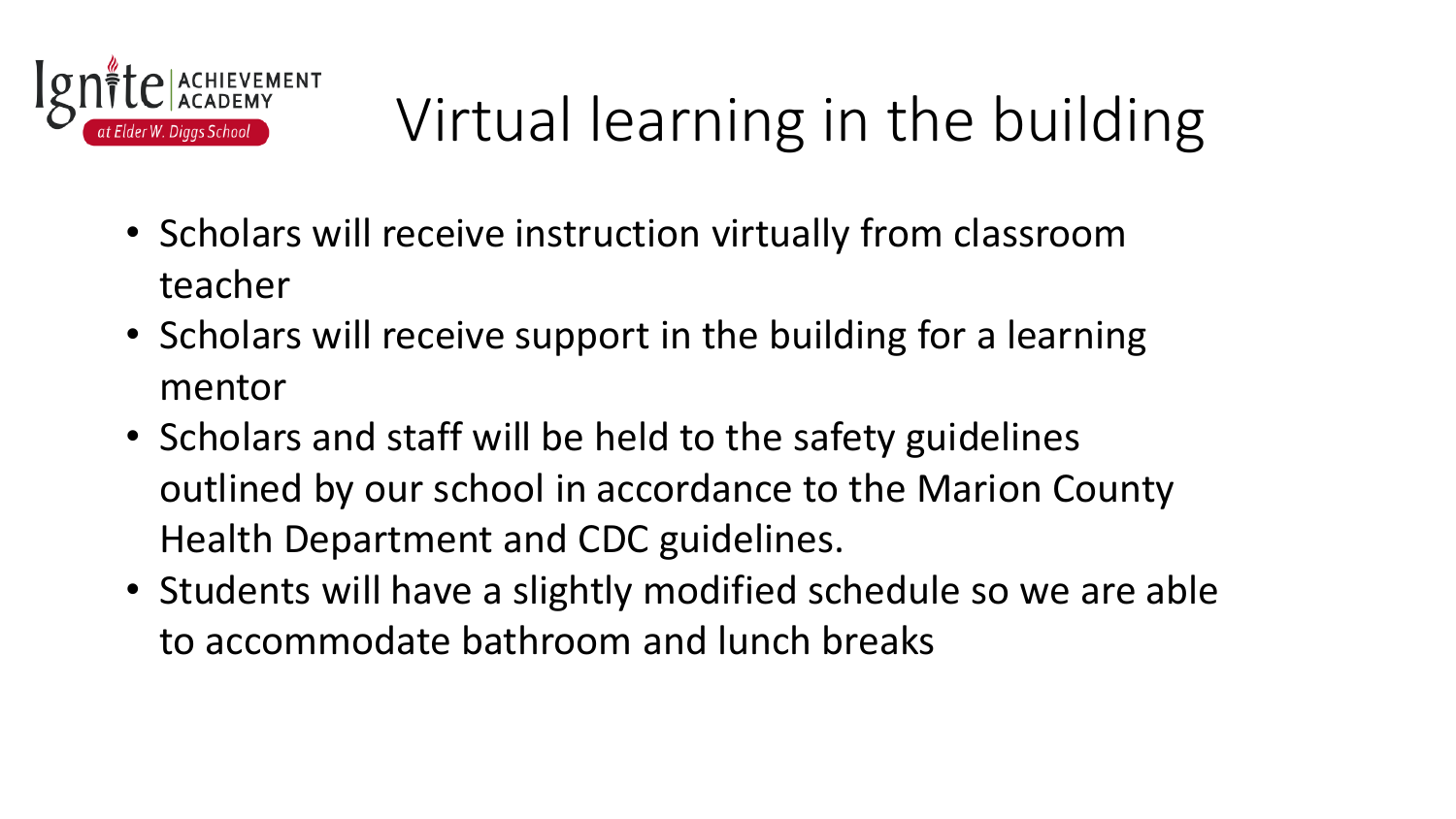Ignite ACHIEVEMENT ACADEMY at Elder W. Diggs School

# Virtual learning in the building

- Scholars will receive instruction virtually from classroom teacher
- Scholars will receive support in the building for a learning mentor
- Scholars and staff will be held to the safety guidelines outlined by our school in accordance to the Marion County Health Department and CDC guidelines.
- Students will have a slightly modified schedule so we are able to accommodate bathroom and lunch breaks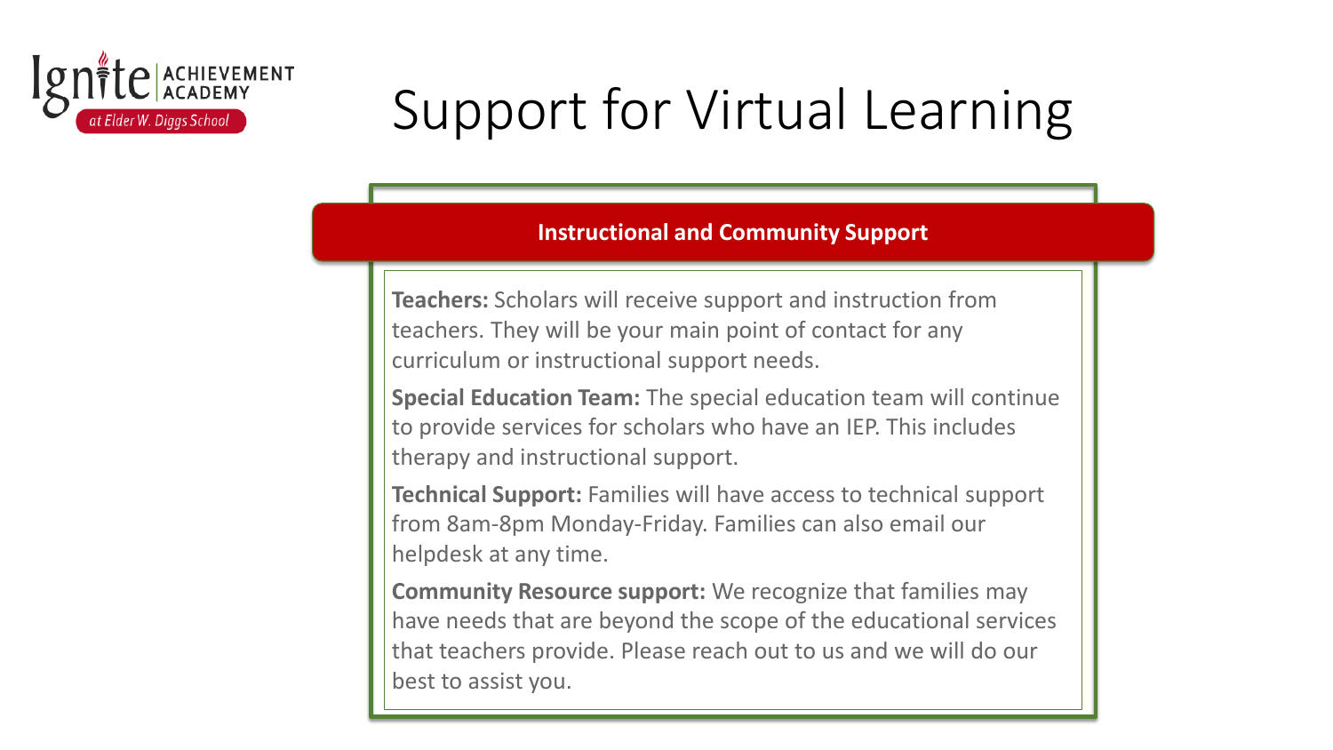# Support for Virtual Learning

## Instructional and Community Support

**Teachers:** Scholars will receive support and instruction from teachers. They will be your main point of contact for any curriculum or instructional support needs.

**Special Education Team:** The special education team will continue to provide services for scholars who have an IEP. This includes therapy and instructional support.

**Technical Support:** Families will have access to technical support from 8am-8pm Monday-Friday. Families can also email our helpdesk at any time.

**Community Resource support:** We recognize that families may have needs that are beyond the scope of the educational services that teachers provide. Please reach out to us and we will do our best to assist you.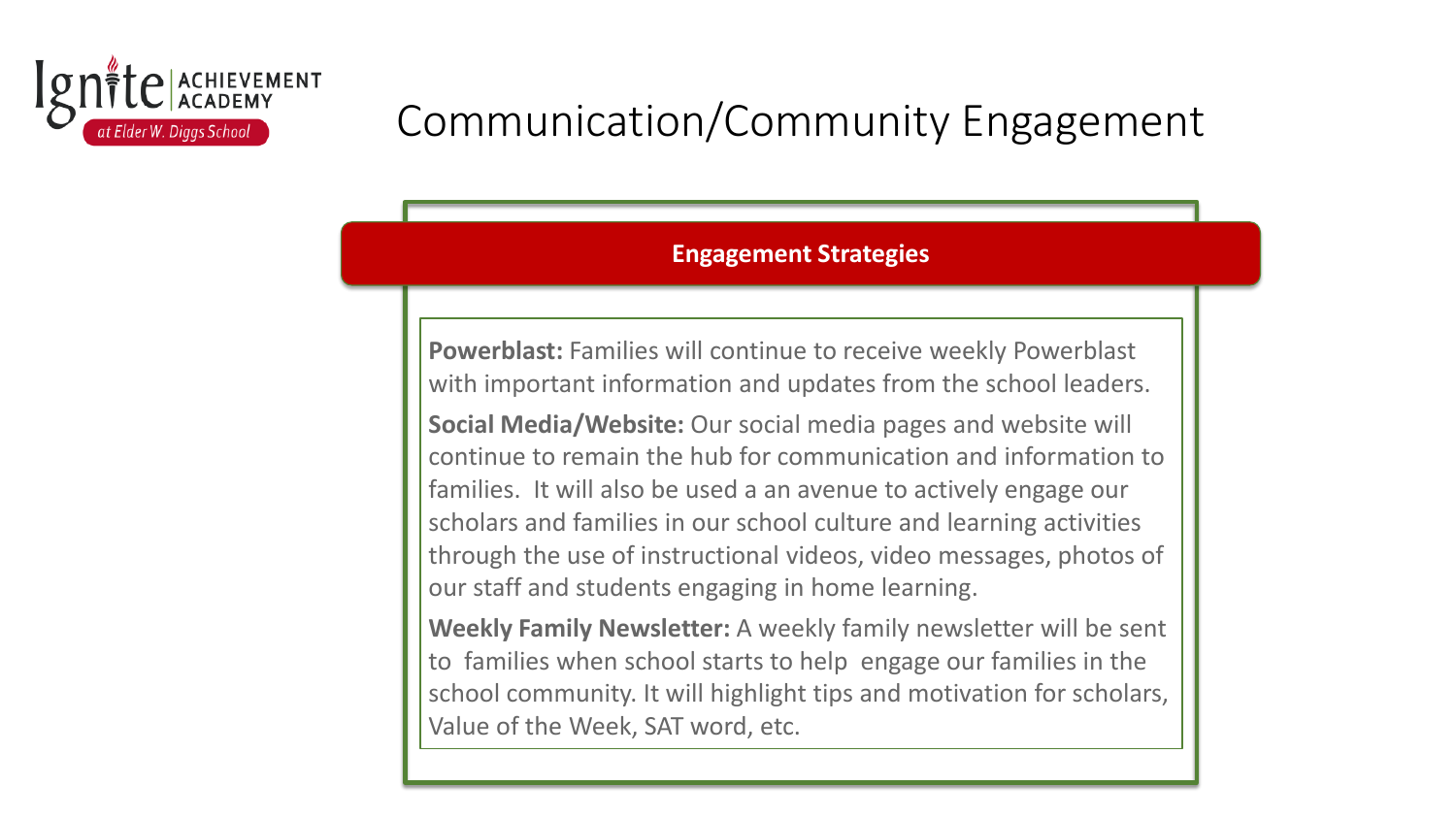Ignite ACHIEVEMENT ACADEMY at Elder W. Diggs School

# Communication/Community Engagement

## Engagement Strategies

**Powerblast:** Families will continue to receive weekly Powerblast with important information and updates from the school leaders.

**Social Media/Website:** Our social media pages and website will continue to remain the hub for communication and information to families. It will also be used a an avenue to actively engage our scholars and families in our school culture and learning activities through the use of instructional videos, video messages, photos of our staff and students engaging in home learning.

**Weekly Family Newsletter:** A weekly family newsletter will be sent to families when school starts to help engage our families in the school community. It will highlight tips and motivation for scholars, Value of the Week, SAT word, etc.